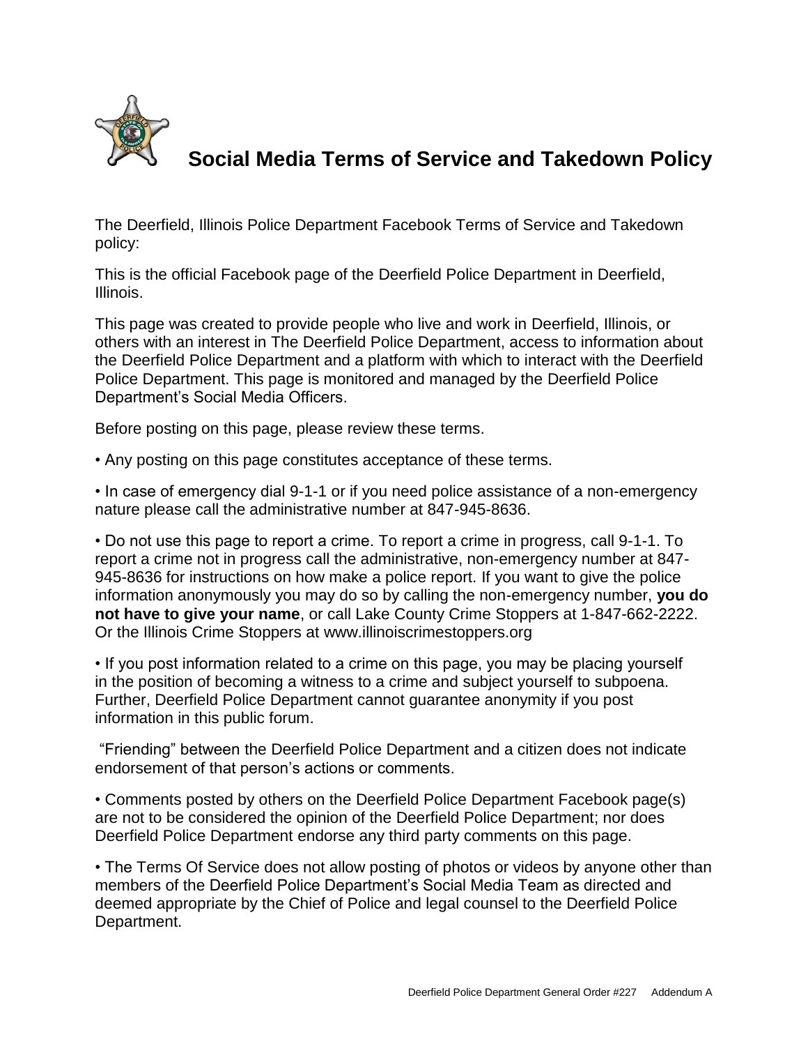# Social Media Terms of Service and Takedown Policy

The Deerfield, Illinois Police Department Facebook Terms of Service and Takedown policy:

This is the official Facebook page of the Deerfield Police Department in Deerfield, Illinois.

This page was created to provide people who live and work in Deerfield, Illinois, or others with an interest in The Deerfield Police Department, access to information about the Deerfield Police Department and a platform with which to interact with the Deerfield Police Department. This page is monitored and managed by the Deerfield Police Department's Social Media Officers.

Before posting on this page, please review these terms.

• Any posting on this page constitutes acceptance of these terms.

• In case of emergency dial 9-1-1 or if you need police assistance of a non-emergency nature please call the administrative number at 847-945-8636.

• Do not use this page to report a crime. To report a crime in progress, call 9-1-1. To report a crime not in progress call the administrative, non-emergency number at 847-945-8636 for instructions on how make a police report. If you want to give the police information anonymously you may do so by calling the non-emergency number, **you do not have to give your name**, or call Lake County Crime Stoppers at 1-847-662-2222. Or the Illinois Crime Stoppers at www.illinoiscrimestoppers.org

• If you post information related to a crime on this page, you may be placing yourself in the position of becoming a witness to a crime and subject yourself to subpoena. Further, Deerfield Police Department cannot guarantee anonymity if you post information in this public forum.

"Friending" between the Deerfield Police Department and a citizen does not indicate endorsement of that person's actions or comments.

• Comments posted by others on the Deerfield Police Department Facebook page(s) are not to be considered the opinion of the Deerfield Police Department; nor does Deerfield Police Department endorse any third party comments on this page.

• The Terms Of Service does not allow posting of photos or videos by anyone other than members of the Deerfield Police Department's Social Media Team as directed and deemed appropriate by the Chief of Police and legal counsel to the Deerfield Police Department.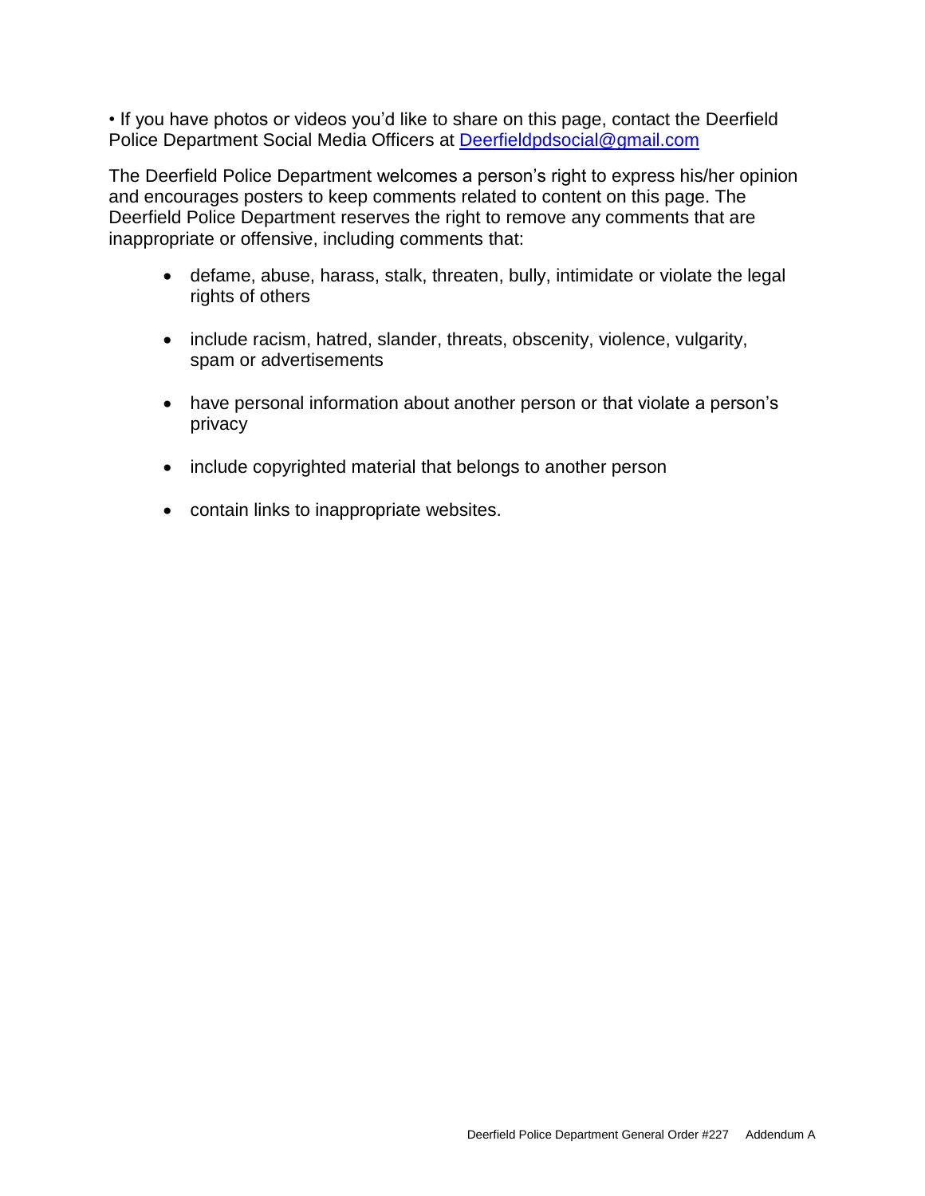- If you have photos or videos you'd like to share on this page, contact the Deerfield Police Department Social Media Officers at Deerfieldpdsocial@gmail.com

The Deerfield Police Department welcomes a person's right to express his/her opinion and encourages posters to keep comments related to content on this page. The Deerfield Police Department reserves the right to remove any comments that are inappropriate or offensive, including comments that:

- defame, abuse, harass, stalk, threaten, bully, intimidate or violate the legal rights of others
- include racism, hatred, slander, threats, obscenity, violence, vulgarity, spam or advertisements
- have personal information about another person or that violate a person's privacy
- include copyrighted material that belongs to another person
- contain links to inappropriate websites.